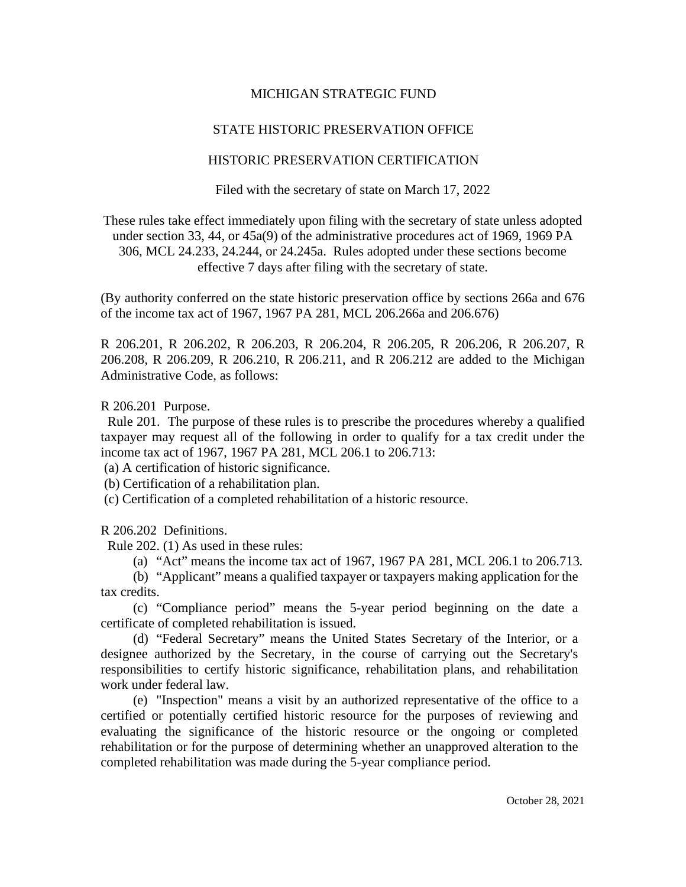MICHIGAN STRATEGIC FUND

STATE HISTORIC PRESERVATION OFFICE

HISTORIC PRESERVATION CERTIFICATION

Filed with the secretary of state on March 17, 2022

These rules take effect immediately upon filing with the secretary of state unless adopted under section 33, 44, or 45a(9) of the administrative procedures act of 1969, 1969 PA 306, MCL 24.233, 24.244, or 24.245a. Rules adopted under these sections become effective 7 days after filing with the secretary of state.

(By authority conferred on the state historic preservation office by sections 266a and 676 of the income tax act of 1967, 1967 PA 281, MCL 206.266a and 206.676)

R 206.201, R 206.202, R 206.203, R 206.204, R 206.205, R 206.206, R 206.207, R 206.208, R 206.209, R 206.210, R 206.211, and R 206.212 are added to the Michigan Administrative Code, as follows:

R 206.201 Purpose.

Rule 201. The purpose of these rules is to prescribe the procedures whereby a qualified taxpayer may request all of the following in order to qualify for a tax credit under the income tax act of 1967, 1967 PA 281, MCL 206.1 to 206.713:

(a) A certification of historic significance.
(b) Certification of a rehabilitation plan.
(c) Certification of a completed rehabilitation of a historic resource.

R 206.202 Definitions.

Rule 202. (1) As used in these rules:

(a) "Act" means the income tax act of 1967, 1967 PA 281, MCL 206.1 to 206.713.

(b) "Applicant" means a qualified taxpayer or taxpayers making application for the tax credits.

(c) "Compliance period" means the 5-year period beginning on the date a certificate of completed rehabilitation is issued.

(d) "Federal Secretary" means the United States Secretary of the Interior, or a designee authorized by the Secretary, in the course of carrying out the Secretary's responsibilities to certify historic significance, rehabilitation plans, and rehabilitation work under federal law.

(e) "Inspection" means a visit by an authorized representative of the office to a certified or potentially certified historic resource for the purposes of reviewing and evaluating the significance of the historic resource or the ongoing or completed rehabilitation or for the purpose of determining whether an unapproved alteration to the completed rehabilitation was made during the 5-year compliance period.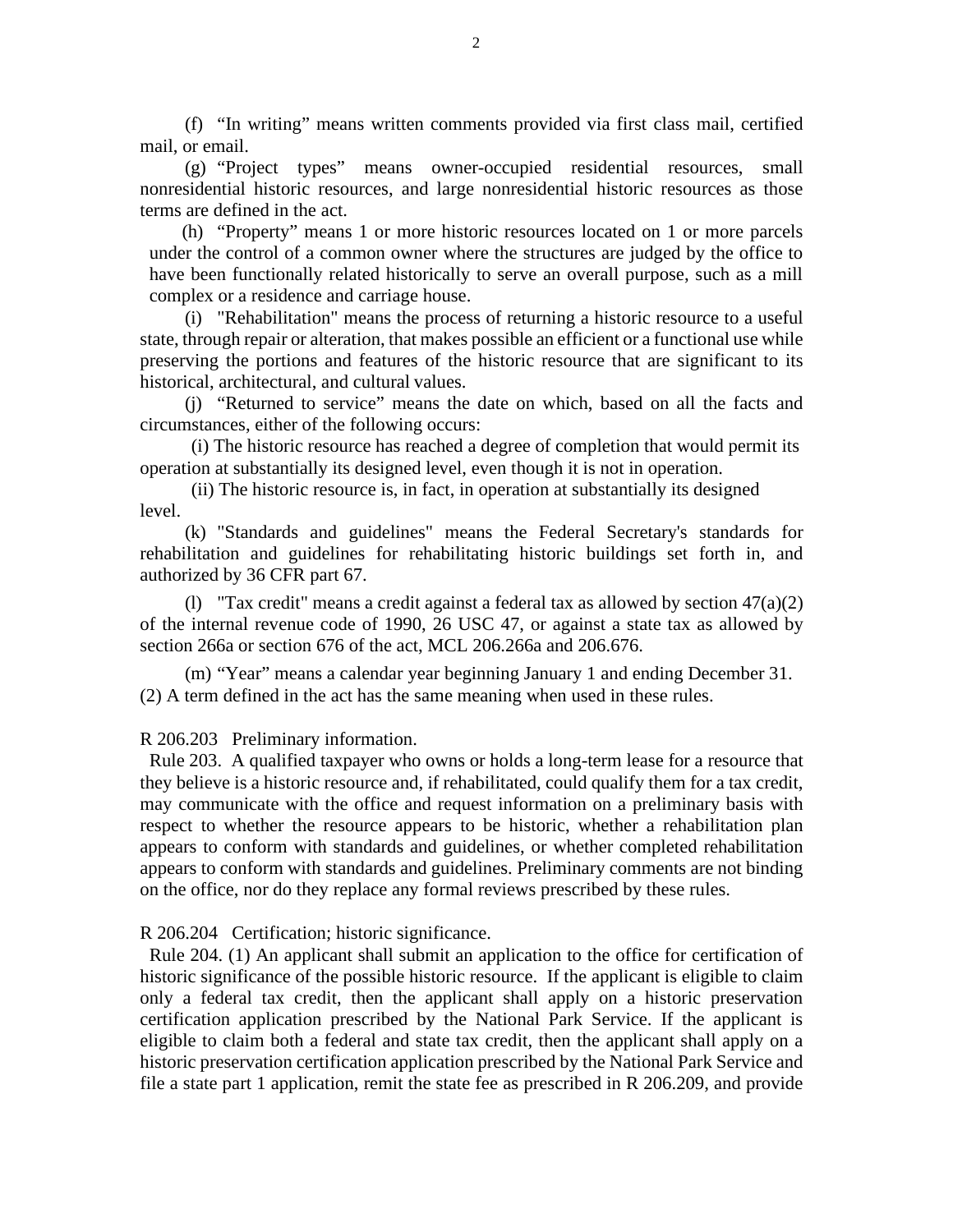(f) "In writing" means written comments provided via first class mail, certified mail, or email.

(g) "Project types" means owner-occupied residential resources, small nonresidential historic resources, and large nonresidential historic resources as those terms are defined in the act.

(h) "Property" means 1 or more historic resources located on 1 or more parcels under the control of a common owner where the structures are judged by the office to have been functionally related historically to serve an overall purpose, such as a mill complex or a residence and carriage house.

(i) "Rehabilitation" means the process of returning a historic resource to a useful state, through repair or alteration, that makes possible an efficient or a functional use while preserving the portions and features of the historic resource that are significant to its historical, architectural, and cultural values.

(j) "Returned to service" means the date on which, based on all the facts and circumstances, either of the following occurs:

(i) The historic resource has reached a degree of completion that would permit its operation at substantially its designed level, even though it is not in operation.

(ii) The historic resource is, in fact, in operation at substantially its designed level.

(k) "Standards and guidelines" means the Federal Secretary's standards for rehabilitation and guidelines for rehabilitating historic buildings set forth in, and authorized by 36 CFR part 67.

(l) "Tax credit" means a credit against a federal tax as allowed by section 47(a)(2) of the internal revenue code of 1990, 26 USC 47, or against a state tax as allowed by section 266a or section 676 of the act, MCL 206.266a and 206.676.

(m) "Year" means a calendar year beginning January 1 and ending December 31.

(2) A term defined in the act has the same meaning when used in these rules.

R 206.203 Preliminary information.

Rule 203. A qualified taxpayer who owns or holds a long-term lease for a resource that they believe is a historic resource and, if rehabilitated, could qualify them for a tax credit, may communicate with the office and request information on a preliminary basis with respect to whether the resource appears to be historic, whether a rehabilitation plan appears to conform with standards and guidelines, or whether completed rehabilitation appears to conform with standards and guidelines. Preliminary comments are not binding on the office, nor do they replace any formal reviews prescribed by these rules.

R 206.204 Certification; historic significance.

Rule 204. (1) An applicant shall submit an application to the office for certification of historic significance of the possible historic resource. If the applicant is eligible to claim only a federal tax credit, then the applicant shall apply on a historic preservation certification application prescribed by the National Park Service. If the applicant is eligible to claim both a federal and state tax credit, then the applicant shall apply on a historic preservation certification application prescribed by the National Park Service and file a state part 1 application, remit the state fee as prescribed in R 206.209, and provide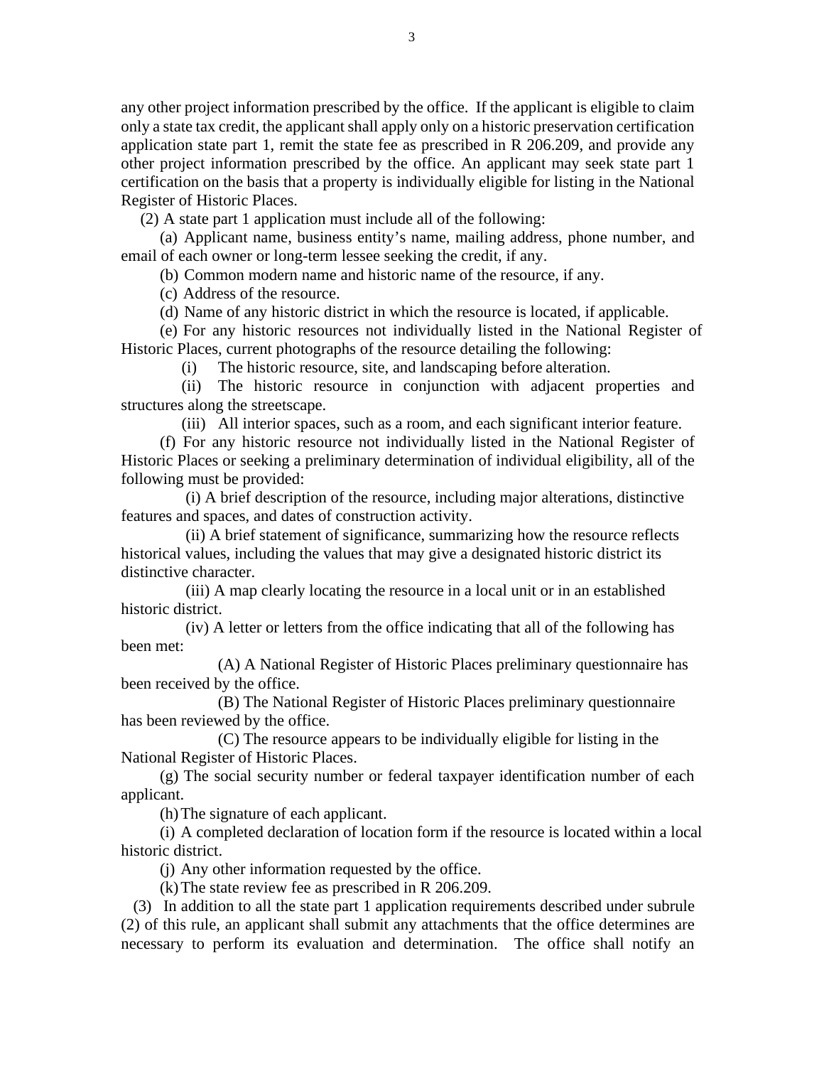any other project information prescribed by the office. If the applicant is eligible to claim only a state tax credit, the applicant shall apply only on a historic preservation certification application state part 1, remit the state fee as prescribed in R 206.209, and provide any other project information prescribed by the office. An applicant may seek state part 1 certification on the basis that a property is individually eligible for listing in the National Register of Historic Places.

(2) A state part 1 application must include all of the following:

(a) Applicant name, business entity's name, mailing address, phone number, and email of each owner or long-term lessee seeking the credit, if any.

(b) Common modern name and historic name of the resource, if any.

(c) Address of the resource.

(d) Name of any historic district in which the resource is located, if applicable.

(e) For any historic resources not individually listed in the National Register of Historic Places, current photographs of the resource detailing the following:

(i) The historic resource, site, and landscaping before alteration.

(ii) The historic resource in conjunction with adjacent properties and structures along the streetscape.

(iii) All interior spaces, such as a room, and each significant interior feature.

(f) For any historic resource not individually listed in the National Register of Historic Places or seeking a preliminary determination of individual eligibility, all of the following must be provided:

(i) A brief description of the resource, including major alterations, distinctive features and spaces, and dates of construction activity.

(ii) A brief statement of significance, summarizing how the resource reflects historical values, including the values that may give a designated historic district its distinctive character.

(iii) A map clearly locating the resource in a local unit or in an established historic district.

(iv) A letter or letters from the office indicating that all of the following has been met:

(A) A National Register of Historic Places preliminary questionnaire has been received by the office.

(B) The National Register of Historic Places preliminary questionnaire has been reviewed by the office.

(C) The resource appears to be individually eligible for listing in the National Register of Historic Places.

(g) The social security number or federal taxpayer identification number of each applicant.

(h) The signature of each applicant.

(i) A completed declaration of location form if the resource is located within a local historic district.

(j) Any other information requested by the office.

(k) The state review fee as prescribed in R 206.209.

(3) In addition to all the state part 1 application requirements described under subrule (2) of this rule, an applicant shall submit any attachments that the office determines are necessary to perform its evaluation and determination. The office shall notify an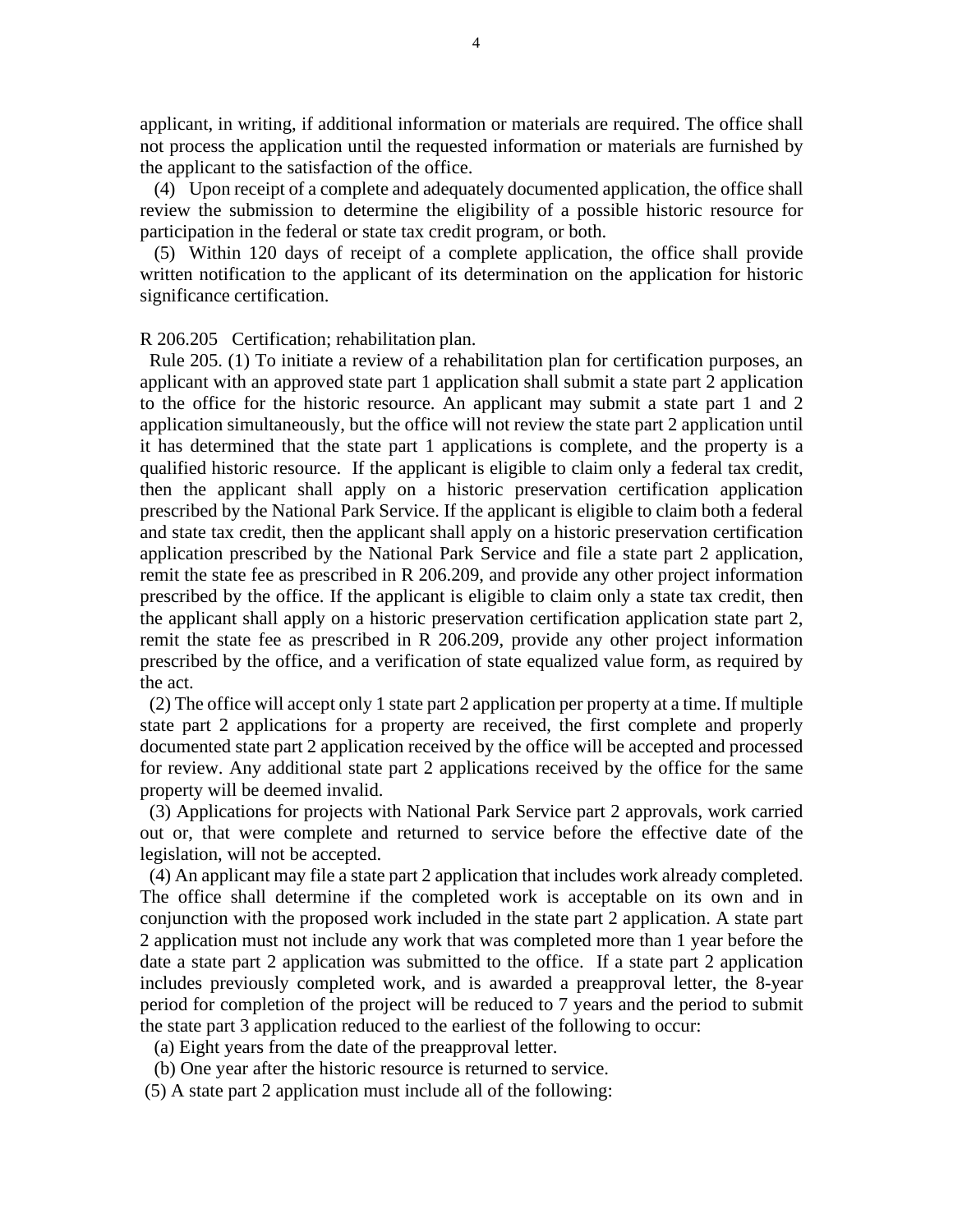applicant, in writing, if additional information or materials are required. The office shall not process the application until the requested information or materials are furnished by the applicant to the satisfaction of the office.

(4) Upon receipt of a complete and adequately documented application, the office shall review the submission to determine the eligibility of a possible historic resource for participation in the federal or state tax credit program, or both.

(5) Within 120 days of receipt of a complete application, the office shall provide written notification to the applicant of its determination on the application for historic significance certification.

R 206.205 Certification; rehabilitation plan.

Rule 205. (1) To initiate a review of a rehabilitation plan for certification purposes, an applicant with an approved state part 1 application shall submit a state part 2 application to the office for the historic resource. An applicant may submit a state part 1 and 2 application simultaneously, but the office will not review the state part 2 application until it has determined that the state part 1 applications is complete, and the property is a qualified historic resource. If the applicant is eligible to claim only a federal tax credit, then the applicant shall apply on a historic preservation certification application prescribed by the National Park Service. If the applicant is eligible to claim both a federal and state tax credit, then the applicant shall apply on a historic preservation certification application prescribed by the National Park Service and file a state part 2 application, remit the state fee as prescribed in R 206.209, and provide any other project information prescribed by the office. If the applicant is eligible to claim only a state tax credit, then the applicant shall apply on a historic preservation certification application state part 2, remit the state fee as prescribed in R 206.209, provide any other project information prescribed by the office, and a verification of state equalized value form, as required by the act.

(2) The office will accept only 1 state part 2 application per property at a time. If multiple state part 2 applications for a property are received, the first complete and properly documented state part 2 application received by the office will be accepted and processed for review. Any additional state part 2 applications received by the office for the same property will be deemed invalid.

(3) Applications for projects with National Park Service part 2 approvals, work carried out or, that were complete and returned to service before the effective date of the legislation, will not be accepted.

(4) An applicant may file a state part 2 application that includes work already completed. The office shall determine if the completed work is acceptable on its own and in conjunction with the proposed work included in the state part 2 application. A state part 2 application must not include any work that was completed more than 1 year before the date a state part 2 application was submitted to the office. If a state part 2 application includes previously completed work, and is awarded a preapproval letter, the 8-year period for completion of the project will be reduced to 7 years and the period to submit the state part 3 application reduced to the earliest of the following to occur:

(a) Eight years from the date of the preapproval letter.

(b) One year after the historic resource is returned to service.

(5) A state part 2 application must include all of the following: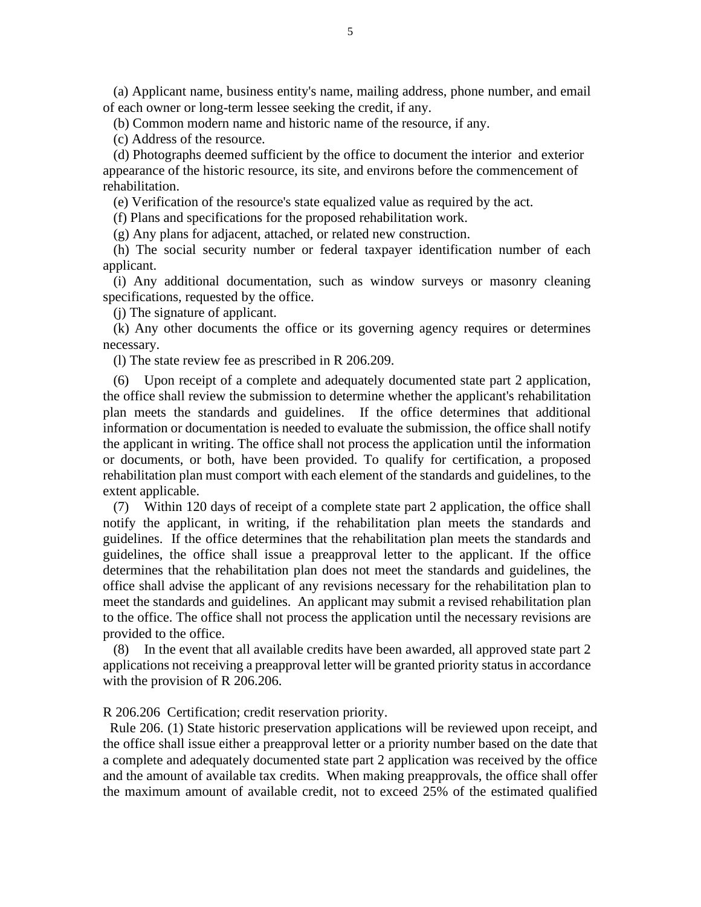(a) Applicant name, business entity's name, mailing address, phone number, and email of each owner or long-term lessee seeking the credit, if any.

(b) Common modern name and historic name of the resource, if any.

(c) Address of the resource.

(d) Photographs deemed sufficient by the office to document the interior and exterior appearance of the historic resource, its site, and environs before the commencement of rehabilitation.

(e) Verification of the resource's state equalized value as required by the act.

(f) Plans and specifications for the proposed rehabilitation work.

(g) Any plans for adjacent, attached, or related new construction.

(h) The social security number or federal taxpayer identification number of each applicant.

(i) Any additional documentation, such as window surveys or masonry cleaning specifications, requested by the office.

(j) The signature of applicant.

(k) Any other documents the office or its governing agency requires or determines necessary.

(l) The state review fee as prescribed in R 206.209.

(6) Upon receipt of a complete and adequately documented state part 2 application, the office shall review the submission to determine whether the applicant's rehabilitation plan meets the standards and guidelines. If the office determines that additional information or documentation is needed to evaluate the submission, the office shall notify the applicant in writing. The office shall not process the application until the information or documents, or both, have been provided. To qualify for certification, a proposed rehabilitation plan must comport with each element of the standards and guidelines, to the extent applicable.

(7) Within 120 days of receipt of a complete state part 2 application, the office shall notify the applicant, in writing, if the rehabilitation plan meets the standards and guidelines. If the office determines that the rehabilitation plan meets the standards and guidelines, the office shall issue a preapproval letter to the applicant. If the office determines that the rehabilitation plan does not meet the standards and guidelines, the office shall advise the applicant of any revisions necessary for the rehabilitation plan to meet the standards and guidelines. An applicant may submit a revised rehabilitation plan to the office. The office shall not process the application until the necessary revisions are provided to the office.

(8) In the event that all available credits have been awarded, all approved state part 2 applications not receiving a preapproval letter will be granted priority status in accordance with the provision of R 206.206.

R 206.206 Certification; credit reservation priority.

Rule 206. (1) State historic preservation applications will be reviewed upon receipt, and the office shall issue either a preapproval letter or a priority number based on the date that a complete and adequately documented state part 2 application was received by the office and the amount of available tax credits. When making preapprovals, the office shall offer the maximum amount of available credit, not to exceed 25% of the estimated qualified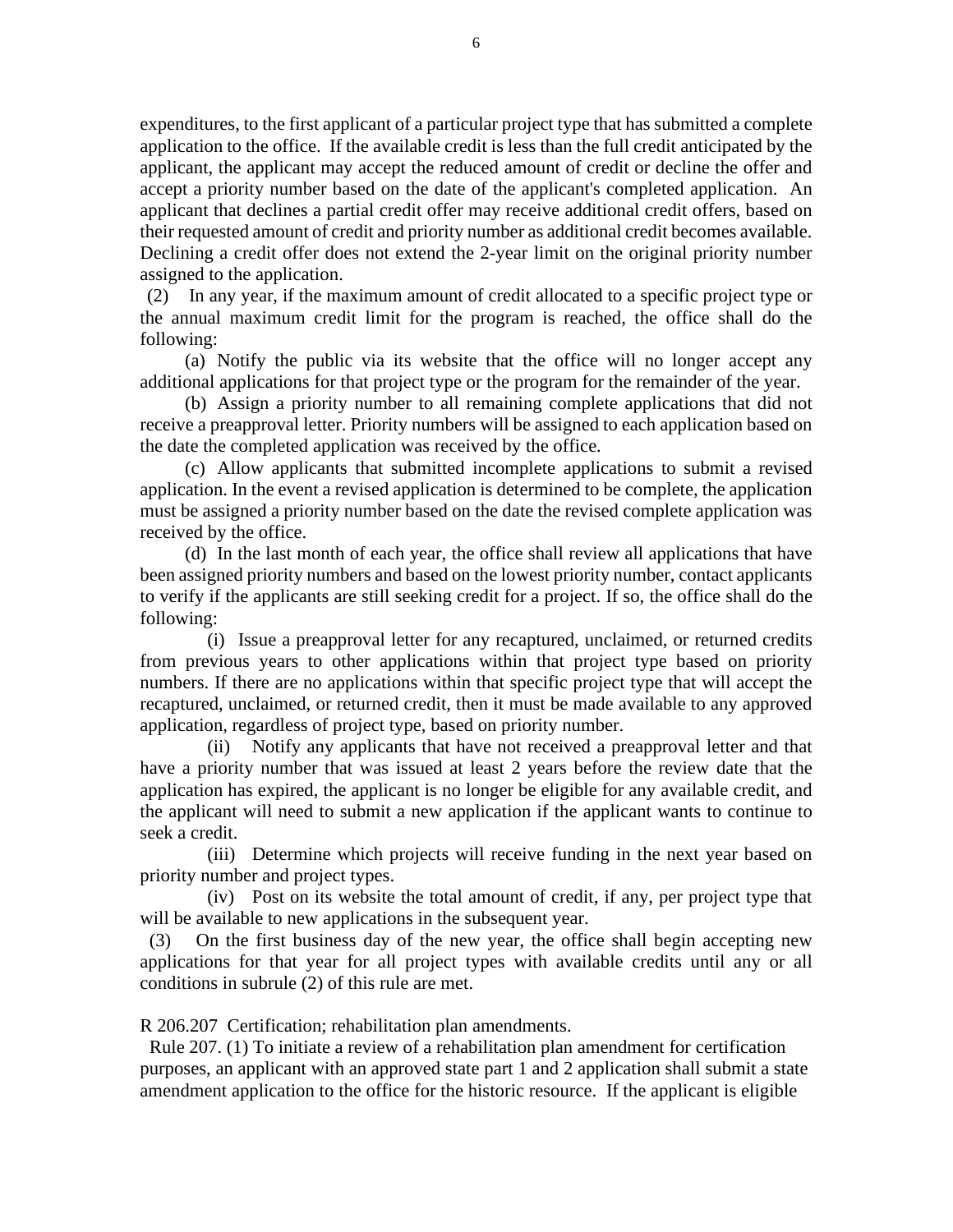expenditures, to the first applicant of a particular project type that has submitted a complete application to the office. If the available credit is less than the full credit anticipated by the applicant, the applicant may accept the reduced amount of credit or decline the offer and accept a priority number based on the date of the applicant's completed application. An applicant that declines a partial credit offer may receive additional credit offers, based on their requested amount of credit and priority number as additional credit becomes available. Declining a credit offer does not extend the 2-year limit on the original priority number assigned to the application.

(2) In any year, if the maximum amount of credit allocated to a specific project type or the annual maximum credit limit for the program is reached, the office shall do the following:

(a) Notify the public via its website that the office will no longer accept any additional applications for that project type or the program for the remainder of the year.

(b) Assign a priority number to all remaining complete applications that did not receive a preapproval letter. Priority numbers will be assigned to each application based on the date the completed application was received by the office.

(c) Allow applicants that submitted incomplete applications to submit a revised application. In the event a revised application is determined to be complete, the application must be assigned a priority number based on the date the revised complete application was received by the office.

(d) In the last month of each year, the office shall review all applications that have been assigned priority numbers and based on the lowest priority number, contact applicants to verify if the applicants are still seeking credit for a project. If so, the office shall do the following:

(i) Issue a preapproval letter for any recaptured, unclaimed, or returned credits from previous years to other applications within that project type based on priority numbers. If there are no applications within that specific project type that will accept the recaptured, unclaimed, or returned credit, then it must be made available to any approved application, regardless of project type, based on priority number.

(ii) Notify any applicants that have not received a preapproval letter and that have a priority number that was issued at least 2 years before the review date that the application has expired, the applicant is no longer be eligible for any available credit, and the applicant will need to submit a new application if the applicant wants to continue to seek a credit.

(iii) Determine which projects will receive funding in the next year based on priority number and project types.

(iv) Post on its website the total amount of credit, if any, per project type that will be available to new applications in the subsequent year.

(3) On the first business day of the new year, the office shall begin accepting new applications for that year for all project types with available credits until any or all conditions in subrule (2) of this rule are met.

R 206.207 Certification; rehabilitation plan amendments.

Rule 207. (1) To initiate a review of a rehabilitation plan amendment for certification purposes, an applicant with an approved state part 1 and 2 application shall submit a state amendment application to the office for the historic resource. If the applicant is eligible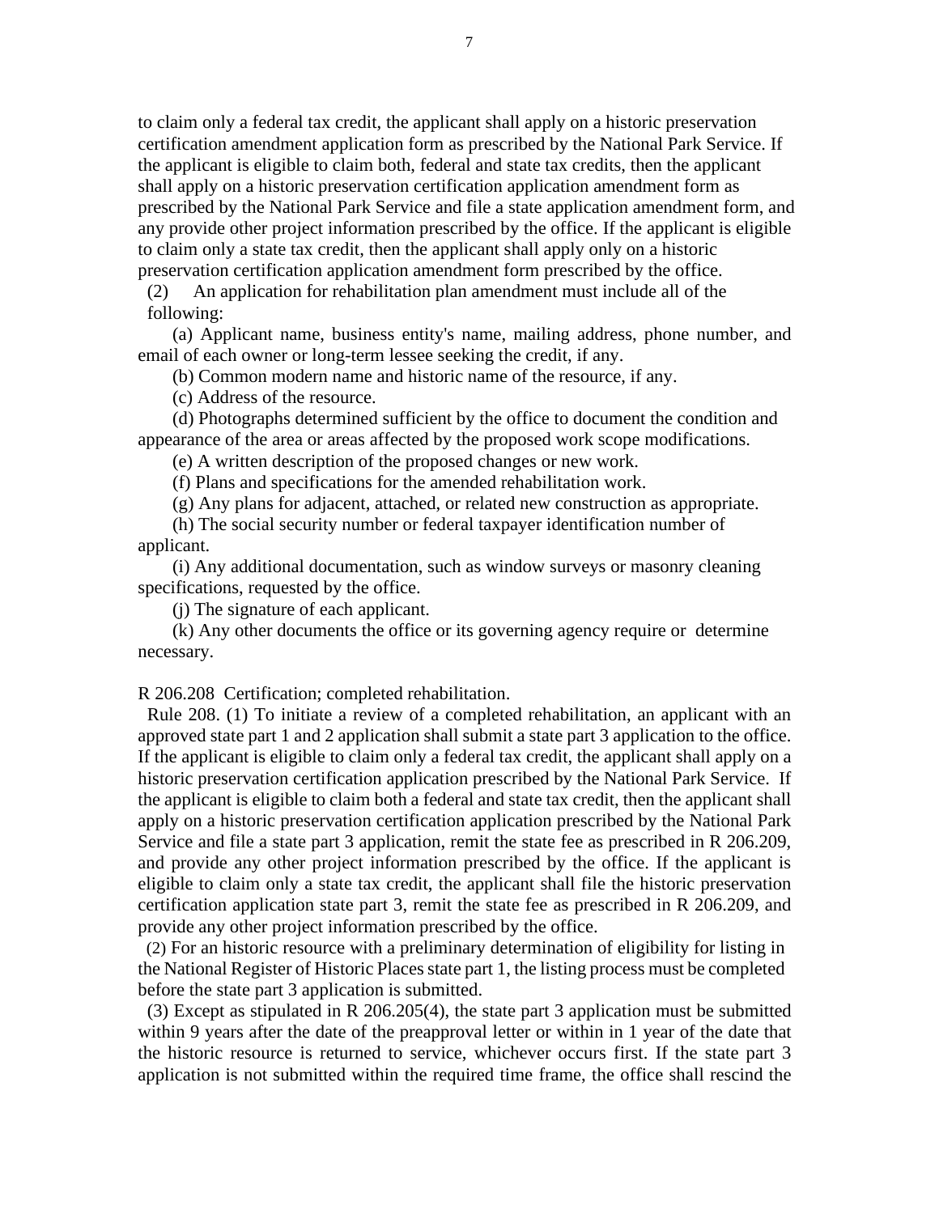to claim only a federal tax credit, the applicant shall apply on a historic preservation certification amendment application form as prescribed by the National Park Service. If the applicant is eligible to claim both, federal and state tax credits, then the applicant shall apply on a historic preservation certification application amendment form as prescribed by the National Park Service and file a state application amendment form, and any provide other project information prescribed by the office. If the applicant is eligible to claim only a state tax credit, then the applicant shall apply only on a historic preservation certification application amendment form prescribed by the office.

(2) An application for rehabilitation plan amendment must include all of the following:

(a) Applicant name, business entity's name, mailing address, phone number, and email of each owner or long-term lessee seeking the credit, if any.

(b) Common modern name and historic name of the resource, if any.

(c) Address of the resource.

(d) Photographs determined sufficient by the office to document the condition and appearance of the area or areas affected by the proposed work scope modifications.

(e) A written description of the proposed changes or new work.

(f) Plans and specifications for the amended rehabilitation work.

(g) Any plans for adjacent, attached, or related new construction as appropriate.

(h) The social security number or federal taxpayer identification number of applicant.

(i) Any additional documentation, such as window surveys or masonry cleaning specifications, requested by the office.

(j) The signature of each applicant.

(k) Any other documents the office or its governing agency require or determine necessary.

R 206.208 Certification; completed rehabilitation.

Rule 208. (1) To initiate a review of a completed rehabilitation, an applicant with an approved state part 1 and 2 application shall submit a state part 3 application to the office. If the applicant is eligible to claim only a federal tax credit, the applicant shall apply on a historic preservation certification application prescribed by the National Park Service. If the applicant is eligible to claim both a federal and state tax credit, then the applicant shall apply on a historic preservation certification application prescribed by the National Park Service and file a state part 3 application, remit the state fee as prescribed in R 206.209, and provide any other project information prescribed by the office. If the applicant is eligible to claim only a state tax credit, the applicant shall file the historic preservation certification application state part 3, remit the state fee as prescribed in R 206.209, and provide any other project information prescribed by the office.

(2) For an historic resource with a preliminary determination of eligibility for listing in the National Register of Historic Places state part 1, the listing process must be completed before the state part 3 application is submitted.

(3) Except as stipulated in R 206.205(4), the state part 3 application must be submitted within 9 years after the date of the preapproval letter or within in 1 year of the date that the historic resource is returned to service, whichever occurs first. If the state part 3 application is not submitted within the required time frame, the office shall rescind the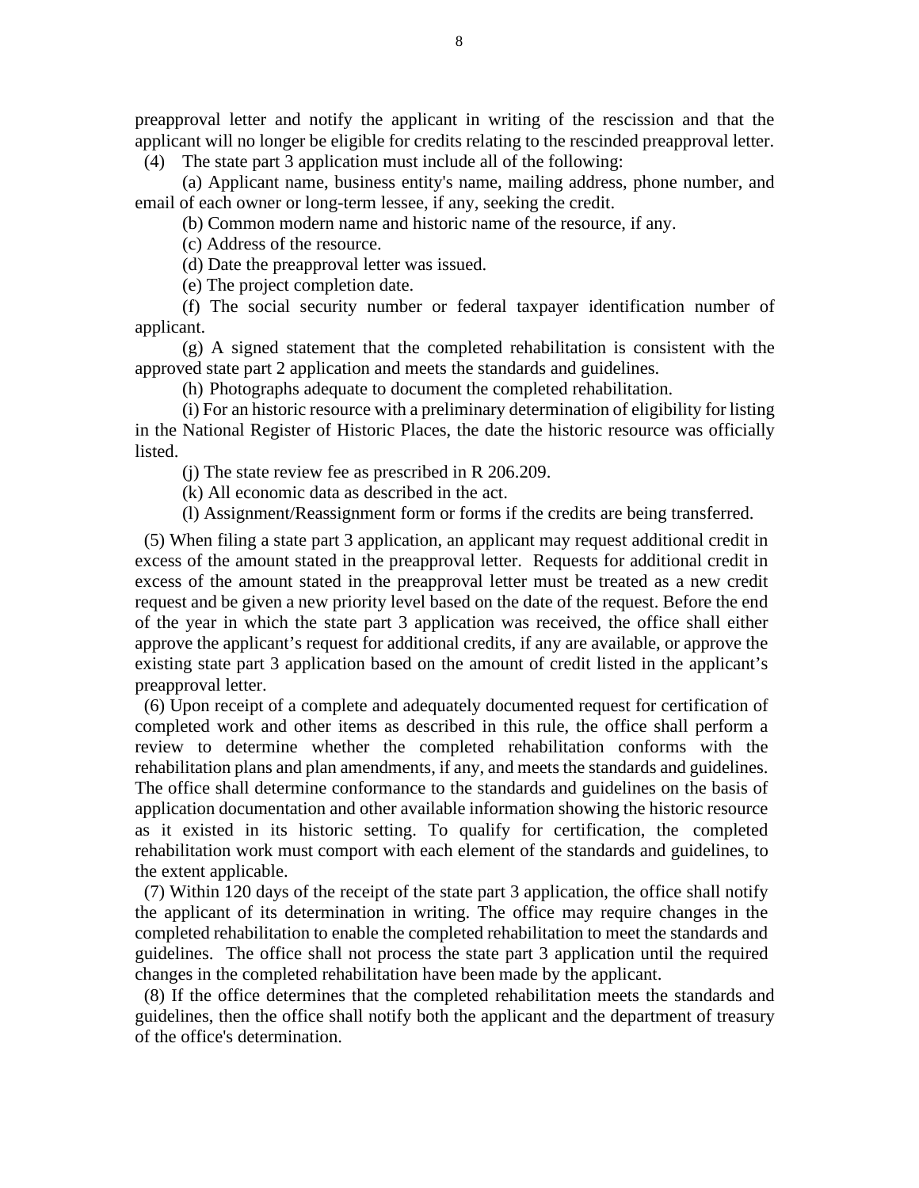preapproval letter and notify the applicant in writing of the rescission and that the applicant will no longer be eligible for credits relating to the rescinded preapproval letter.

(4) The state part 3 application must include all of the following:

(a) Applicant name, business entity's name, mailing address, phone number, and email of each owner or long-term lessee, if any, seeking the credit.

(b) Common modern name and historic name of the resource, if any.

(c) Address of the resource.

(d) Date the preapproval letter was issued.

(e) The project completion date.

(f) The social security number or federal taxpayer identification number of applicant.

(g) A signed statement that the completed rehabilitation is consistent with the approved state part 2 application and meets the standards and guidelines.

(h) Photographs adequate to document the completed rehabilitation.

(i) For an historic resource with a preliminary determination of eligibility for listing in the National Register of Historic Places, the date the historic resource was officially listed.

(j) The state review fee as prescribed in R 206.209.

(k) All economic data as described in the act.

(l) Assignment/Reassignment form or forms if the credits are being transferred.

(5) When filing a state part 3 application, an applicant may request additional credit in excess of the amount stated in the preapproval letter. Requests for additional credit in excess of the amount stated in the preapproval letter must be treated as a new credit request and be given a new priority level based on the date of the request. Before the end of the year in which the state part 3 application was received, the office shall either approve the applicant's request for additional credits, if any are available, or approve the existing state part 3 application based on the amount of credit listed in the applicant's preapproval letter.

(6) Upon receipt of a complete and adequately documented request for certification of completed work and other items as described in this rule, the office shall perform a review to determine whether the completed rehabilitation conforms with the rehabilitation plans and plan amendments, if any, and meets the standards and guidelines. The office shall determine conformance to the standards and guidelines on the basis of application documentation and other available information showing the historic resource as it existed in its historic setting. To qualify for certification, the completed rehabilitation work must comport with each element of the standards and guidelines, to the extent applicable.

(7) Within 120 days of the receipt of the state part 3 application, the office shall notify the applicant of its determination in writing. The office may require changes in the completed rehabilitation to enable the completed rehabilitation to meet the standards and guidelines. The office shall not process the state part 3 application until the required changes in the completed rehabilitation have been made by the applicant.

(8) If the office determines that the completed rehabilitation meets the standards and guidelines, then the office shall notify both the applicant and the department of treasury of the office's determination.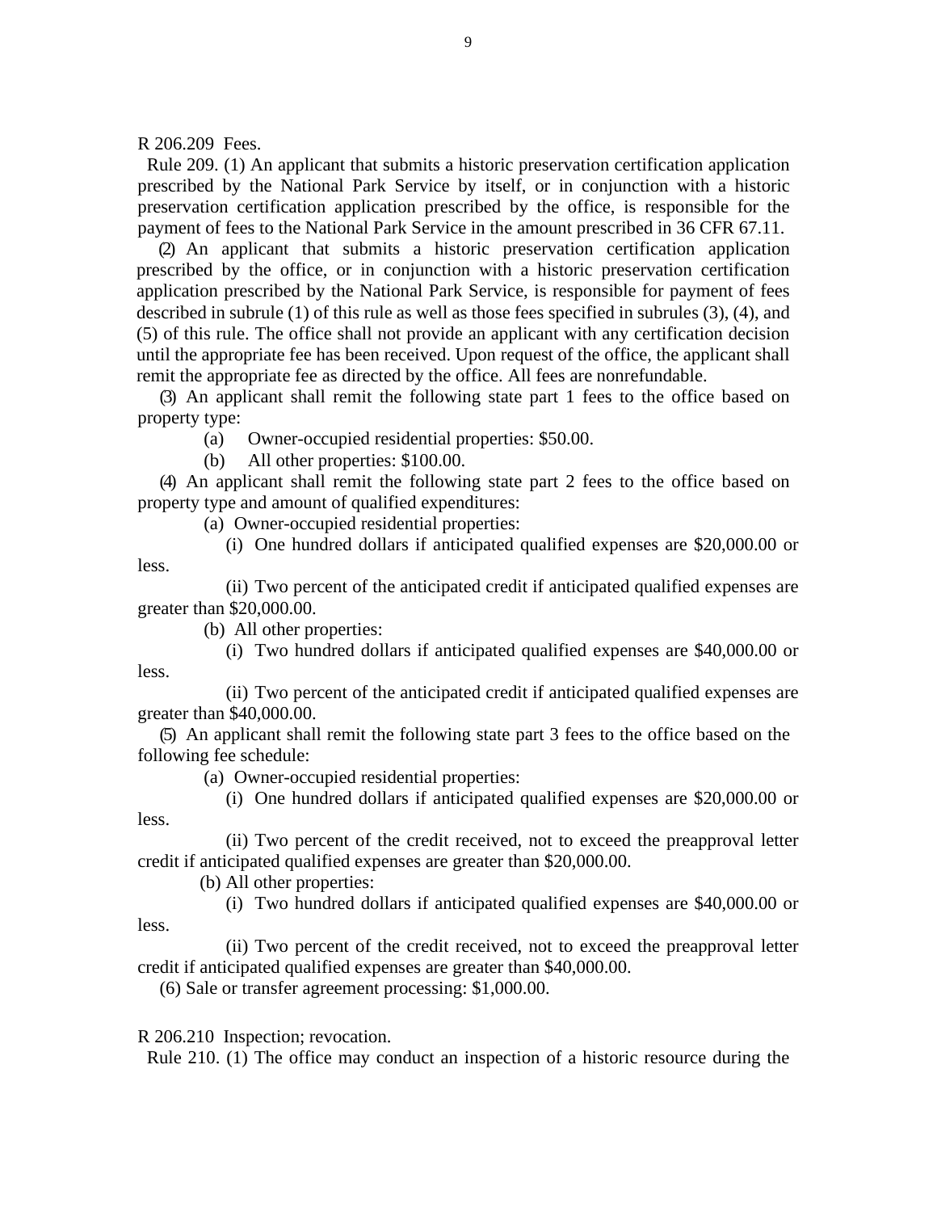R 206.209 Fees.

Rule 209. (1) An applicant that submits a historic preservation certification application prescribed by the National Park Service by itself, or in conjunction with a historic preservation certification application prescribed by the office, is responsible for the payment of fees to the National Park Service in the amount prescribed in 36 CFR 67.11.

(2) An applicant that submits a historic preservation certification application prescribed by the office, or in conjunction with a historic preservation certification application prescribed by the National Park Service, is responsible for payment of fees described in subrule (1) of this rule as well as those fees specified in subrules (3), (4), and (5) of this rule. The office shall not provide an applicant with any certification decision until the appropriate fee has been received. Upon request of the office, the applicant shall remit the appropriate fee as directed by the office. All fees are nonrefundable.

(3) An applicant shall remit the following state part 1 fees to the office based on property type:

(a) Owner-occupied residential properties: $50.00.

(b) All other properties: $100.00.

(4) An applicant shall remit the following state part 2 fees to the office based on property type and amount of qualified expenditures:

(a) Owner-occupied residential properties:

(i) One hundred dollars if anticipated qualified expenses are $20,000.00 or less.

(ii) Two percent of the anticipated credit if anticipated qualified expenses are greater than $20,000.00.

(b) All other properties:

(i) Two hundred dollars if anticipated qualified expenses are $40,000.00 or less.

(ii) Two percent of the anticipated credit if anticipated qualified expenses are greater than $40,000.00.

(5) An applicant shall remit the following state part 3 fees to the office based on the following fee schedule:

(a) Owner-occupied residential properties:

(i) One hundred dollars if anticipated qualified expenses are $20,000.00 or less.

(ii) Two percent of the credit received, not to exceed the preapproval letter credit if anticipated qualified expenses are greater than $20,000.00.

(b) All other properties:

(i) Two hundred dollars if anticipated qualified expenses are $40,000.00 or less.

(ii) Two percent of the credit received, not to exceed the preapproval letter credit if anticipated qualified expenses are greater than $40,000.00.

(6) Sale or transfer agreement processing: $1,000.00.

R 206.210 Inspection; revocation.

Rule 210. (1) The office may conduct an inspection of a historic resource during the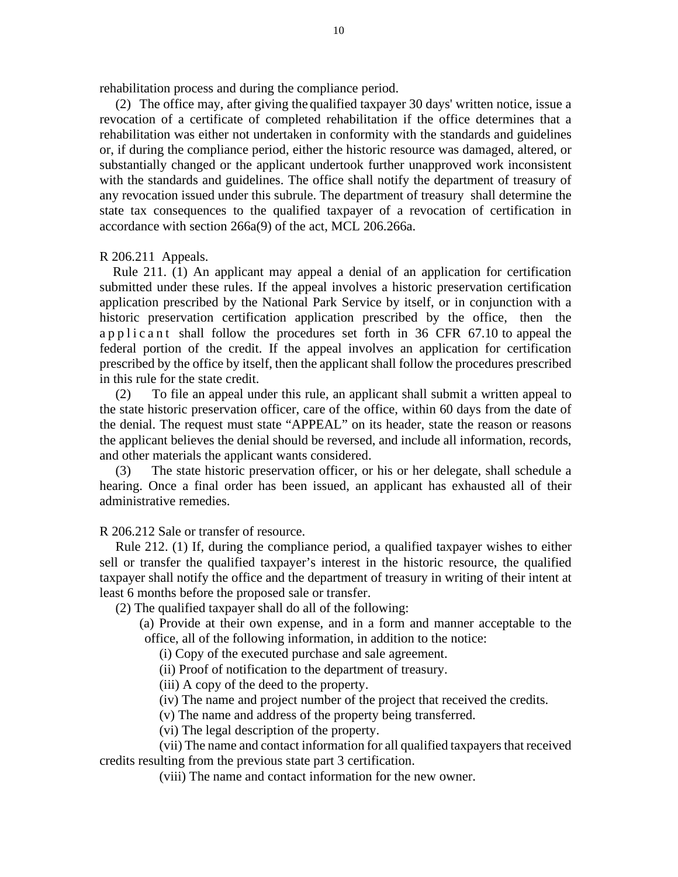rehabilitation process and during the compliance period.

(2) The office may, after giving the qualified taxpayer 30 days' written notice, issue a revocation of a certificate of completed rehabilitation if the office determines that a rehabilitation was either not undertaken in conformity with the standards and guidelines or, if during the compliance period, either the historic resource was damaged, altered, or substantially changed or the applicant undertook further unapproved work inconsistent with the standards and guidelines. The office shall notify the department of treasury of any revocation issued under this subrule. The department of treasury shall determine the state tax consequences to the qualified taxpayer of a revocation of certification in accordance with section 266a(9) of the act, MCL 206.266a.

R 206.211 Appeals.

Rule 211. (1) An applicant may appeal a denial of an application for certification submitted under these rules. If the appeal involves a historic preservation certification application prescribed by the National Park Service by itself, or in conjunction with a historic preservation certification application prescribed by the office, then the applicant shall follow the procedures set forth in 36 CFR 67.10 to appeal the federal portion of the credit. If the appeal involves an application for certification prescribed by the office by itself, then the applicant shall follow the procedures prescribed in this rule for the state credit.

(2) To file an appeal under this rule, an applicant shall submit a written appeal to the state historic preservation officer, care of the office, within 60 days from the date of the denial. The request must state "APPEAL" on its header, state the reason or reasons the applicant believes the denial should be reversed, and include all information, records, and other materials the applicant wants considered.

(3) The state historic preservation officer, or his or her delegate, shall schedule a hearing. Once a final order has been issued, an applicant has exhausted all of their administrative remedies.

R 206.212 Sale or transfer of resource.

Rule 212. (1) If, during the compliance period, a qualified taxpayer wishes to either sell or transfer the qualified taxpayer's interest in the historic resource, the qualified taxpayer shall notify the office and the department of treasury in writing of their intent at least 6 months before the proposed sale or transfer.

(2) The qualified taxpayer shall do all of the following:

(a) Provide at their own expense, and in a form and manner acceptable to the office, all of the following information, in addition to the notice:

(i) Copy of the executed purchase and sale agreement.

(ii) Proof of notification to the department of treasury.

(iii) A copy of the deed to the property.

(iv) The name and project number of the project that received the credits.

(v) The name and address of the property being transferred.

(vi) The legal description of the property.

(vii) The name and contact information for all qualified taxpayers that received credits resulting from the previous state part 3 certification.

(viii) The name and contact information for the new owner.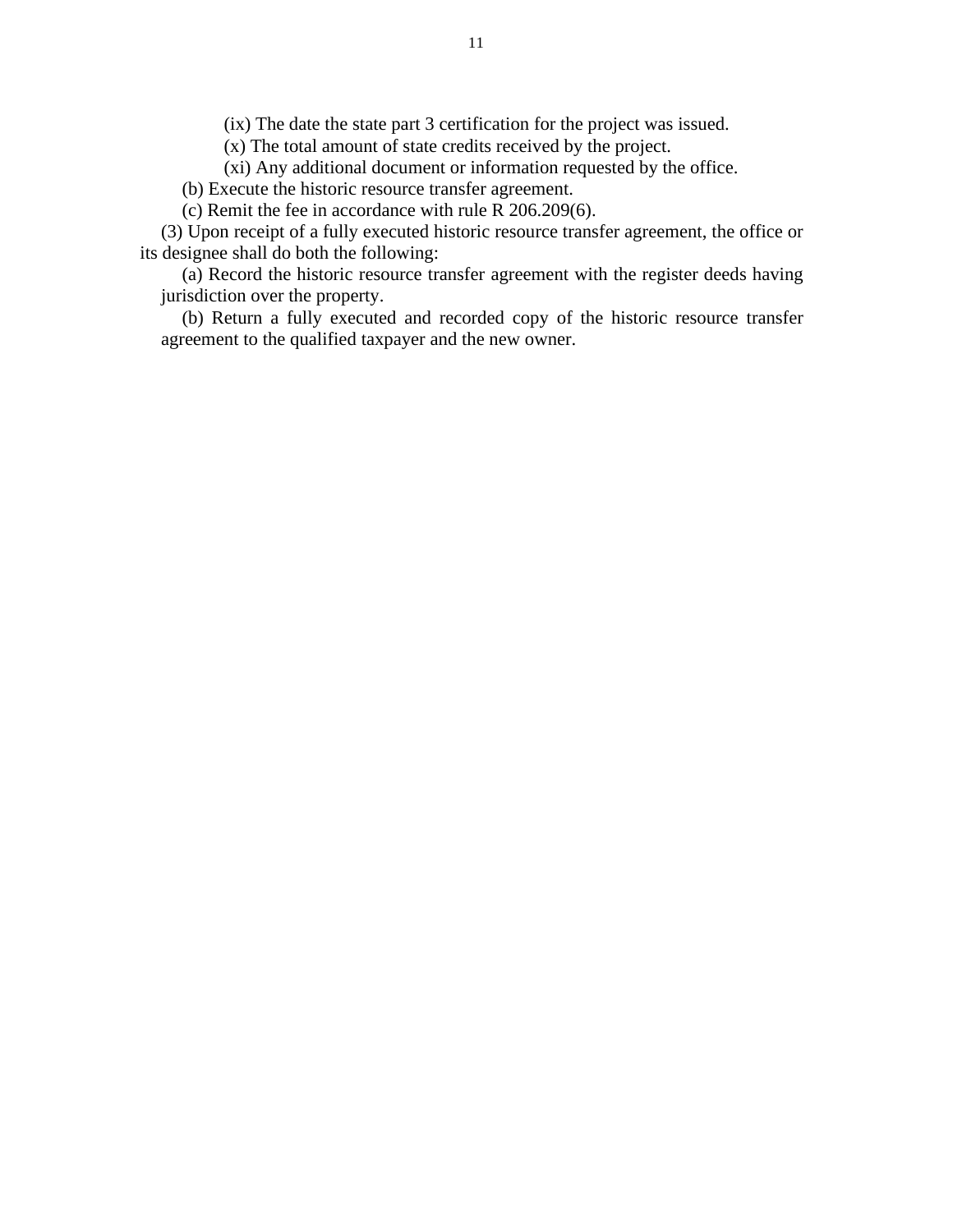(ix) The date the state part 3 certification for the project was issued.

(x) The total amount of state credits received by the project.

(xi) Any additional document or information requested by the office.

(b) Execute the historic resource transfer agreement.

(c) Remit the fee in accordance with rule R 206.209(6).

(3) Upon receipt of a fully executed historic resource transfer agreement, the office or its designee shall do both the following:

(a) Record the historic resource transfer agreement with the register deeds having jurisdiction over the property.

(b) Return a fully executed and recorded copy of the historic resource transfer agreement to the qualified taxpayer and the new owner.